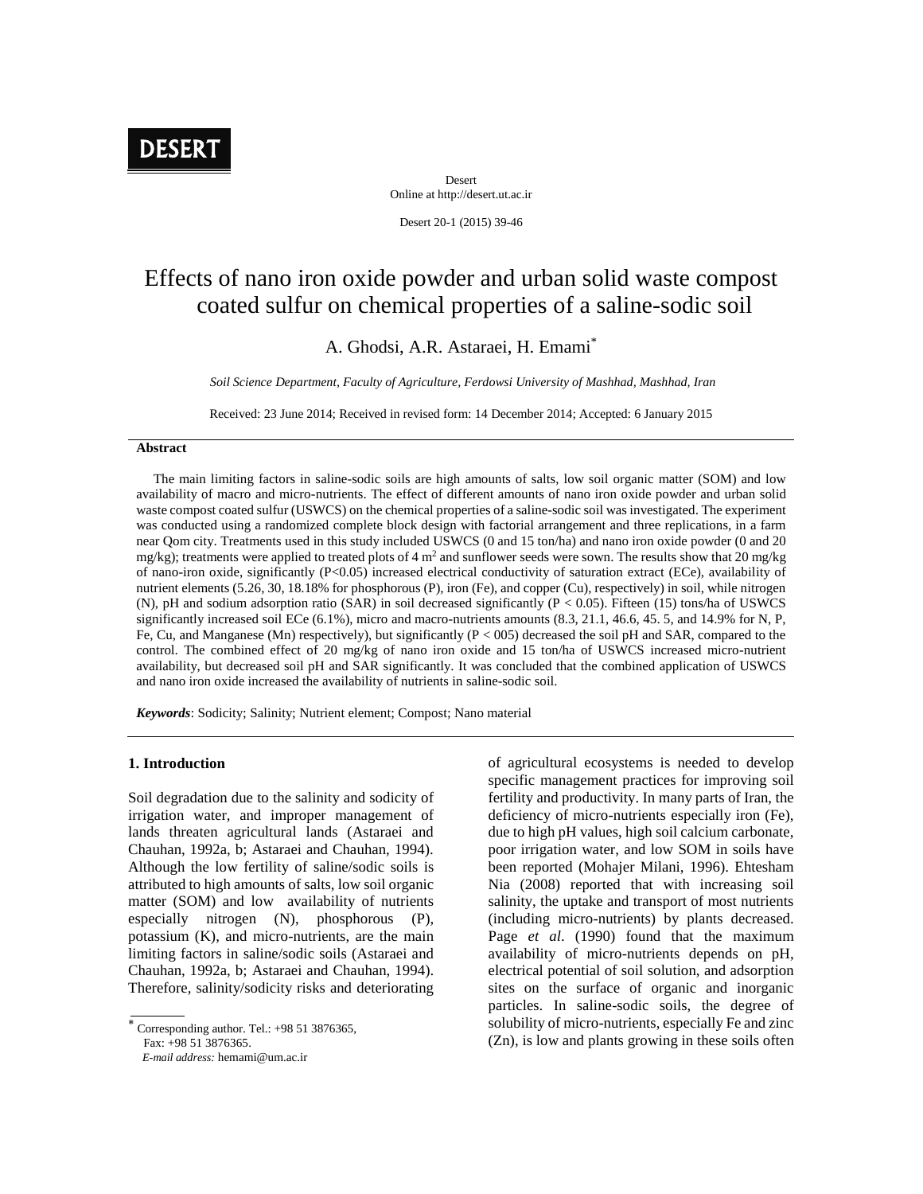DESERT

Desert
Online at http://desert.ut.ac.ir

Desert 20-1 (2015) 39-46

# Effects of nano iron oxide powder and urban solid waste compost coated sulfur on chemical properties of a saline-sodic soil

A. Ghodsi, A.R. Astaraei, H. Emami*

*Soil Science Department, Faculty of Agriculture, Ferdowsi University of Mashhad, Mashhad, Iran*

Received: 23 June 2014; Received in revised form: 14 December 2014; Accepted: 6 January 2015

### Abstract

The main limiting factors in saline-sodic soils are high amounts of salts, low soil organic matter (SOM) and low availability of macro and micro-nutrients. The effect of different amounts of nano iron oxide powder and urban solid waste compost coated sulfur (USWCS) on the chemical properties of a saline-sodic soil was investigated. The experiment was conducted using a randomized complete block design with factorial arrangement and three replications, in a farm near Qom city. Treatments used in this study included USWCS (0 and 15 ton/ha) and nano iron oxide powder (0 and 20 mg/kg); treatments were applied to treated plots of 4 $m^2$ and sunflower seeds were sown. The results show that 20 mg/kg of nano-iron oxide, significantly ($P<0.05$) increased electrical conductivity of saturation extract (ECe), availability of nutrient elements (5.26, 30, 18.18% for phosphorous (P), iron (Fe), and copper (Cu), respectively) in soil, while nitrogen (N), pH and sodium adsorption ratio (SAR) in soil decreased significantly ($P < 0.05$). Fifteen (15) tons/ha of USWCS significantly increased soil ECe (6.1%), micro and macro-nutrients amounts (8.3, 21.1, 46.6, 45. 5, and 14.9% for N, P, Fe, Cu, and Manganese (Mn) respectively), but significantly ($P < 005$) decreased the soil pH and SAR, compared to the control. The combined effect of 20 mg/kg of nano iron oxide and 15 ton/ha of USWCS increased micro-nutrient availability, but decreased soil pH and SAR significantly. It was concluded that the combined application of USWCS and nano iron oxide increased the availability of nutrients in saline-sodic soil.

***Keywords***: Sodicity; Salinity; Nutrient element; Compost; Nano material

## 1. Introduction

Soil degradation due to the salinity and sodicity of irrigation water, and improper management of lands threaten agricultural lands (Astaraei and Chauhan, 1992a, b; Astaraei and Chauhan, 1994). Although the low fertility of saline/sodic soils is attributed to high amounts of salts, low soil organic matter (SOM) and low availability of nutrients especially nitrogen (N), phosphorous (P), potassium (K), and micro-nutrients, are the main limiting factors in saline/sodic soils (Astaraei and Chauhan, 1992a, b; Astaraei and Chauhan, 1994). Therefore, salinity/sodicity risks and deteriorating of agricultural ecosystems is needed to develop specific management practices for improving soil fertility and productivity. In many parts of Iran, the deficiency of micro-nutrients especially iron (Fe), due to high pH values, high soil calcium carbonate, poor irrigation water, and low SOM in soils have been reported (Mohajer Milani, 1996). Ehtesham Nia (2008) reported that with increasing soil salinity, the uptake and transport of most nutrients (including micro-nutrients) by plants decreased. Page *et al*. (1990) found that the maximum availability of micro-nutrients depends on pH, electrical potential of soil solution, and adsorption sites on the surface of organic and inorganic particles. In saline-sodic soils, the degree of solubility of micro-nutrients, especially Fe and zinc (Zn), is low and plants growing in these soils often

* Corresponding author. Tel.: +98 51 3876365,
Fax: +98 51 3876365.
*E-mail address:* hemami@um.ac.ir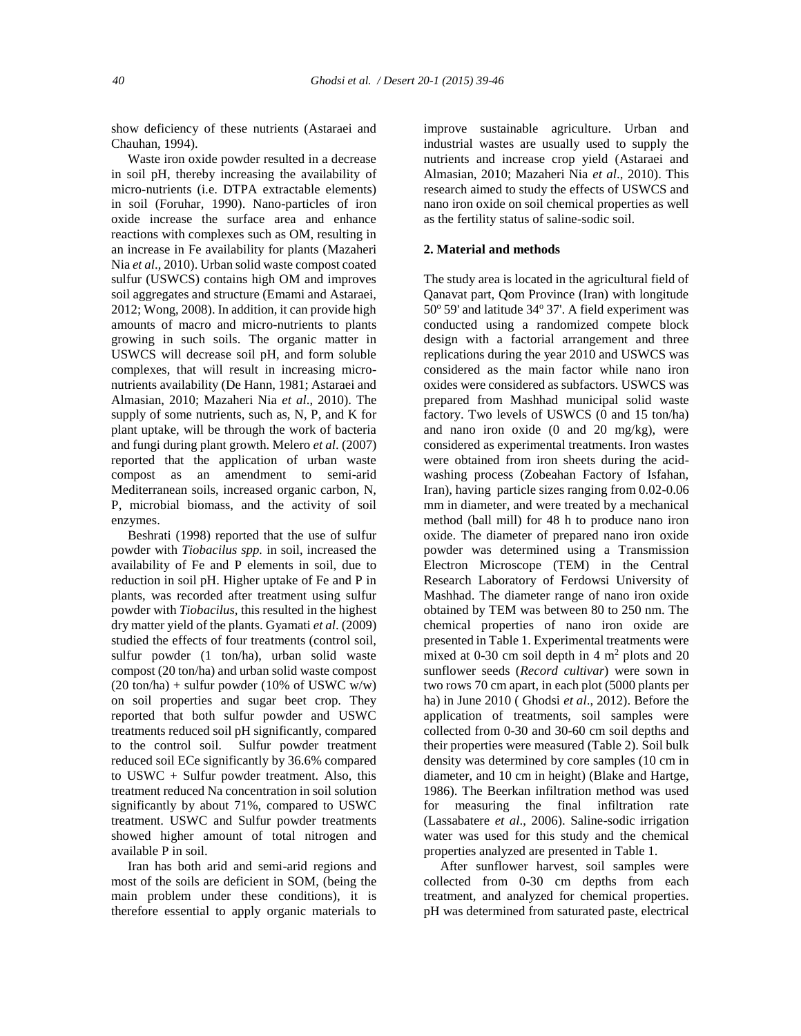show deficiency of these nutrients (Astaraei and Chauhan, 1994).

Waste iron oxide powder resulted in a decrease in soil pH, thereby increasing the availability of micro-nutrients (i.e. DTPA extractable elements) in soil (Foruhar, 1990). Nano-particles of iron oxide increase the surface area and enhance reactions with complexes such as OM, resulting in an increase in Fe availability for plants (Mazaheri Nia *et al*., 2010). Urban solid waste compost coated sulfur (USWCS) contains high OM and improves soil aggregates and structure (Emami and Astaraei, 2012; Wong, 2008). In addition, it can provide high amounts of macro and micro-nutrients to plants growing in such soils. The organic matter in USWCS will decrease soil pH, and form soluble complexes, that will result in increasing micro-nutrients availability (De Hann, 1981; Astaraei and Almasian, 2010; Mazaheri Nia *et al*., 2010). The supply of some nutrients, such as, N, P, and K for plant uptake, will be through the work of bacteria and fungi during plant growth. Melero *et al*. (2007) reported that the application of urban waste compost as an amendment to semi-arid Mediterranean soils, increased organic carbon, N, P, microbial biomass, and the activity of soil enzymes.

Beshrati (1998) reported that the use of sulfur powder with *Tiobacilus spp.* in soil, increased the availability of Fe and P elements in soil, due to reduction in soil pH. Higher uptake of Fe and P in plants, was recorded after treatment using sulfur powder with *Tiobacilus*, this resulted in the highest dry matter yield of the plants. Gyamati *et al*. (2009) studied the effects of four treatments (control soil, sulfur powder (1 ton/ha), urban solid waste compost (20 ton/ha) and urban solid waste compost (20 ton/ha) + sulfur powder (10% of USWC w/w) on soil properties and sugar beet crop. They reported that both sulfur powder and USWC treatments reduced soil pH significantly, compared to the control soil. Sulfur powder treatment reduced soil ECe significantly by 36.6% compared to USWC + Sulfur powder treatment. Also, this treatment reduced Na concentration in soil solution significantly by about 71%, compared to USWC treatment. USWC and Sulfur powder treatments showed higher amount of total nitrogen and available P in soil.

Iran has both arid and semi-arid regions and most of the soils are deficient in SOM, (being the main problem under these conditions), it is therefore essential to apply organic materials to improve sustainable agriculture. Urban and industrial wastes are usually used to supply the nutrients and increase crop yield (Astaraei and Almasian, 2010; Mazaheri Nia *et al*., 2010). This research aimed to study the effects of USWCS and nano iron oxide on soil chemical properties as well as the fertility status of saline-sodic soil.

## 2. Material and methods

The study area is located in the agricultural field of Qanavat part, Qom Province (Iran) with longitude 50º 59' and latitude 34º 37'. A field experiment was conducted using a randomized compete block design with a factorial arrangement and three replications during the year 2010 and USWCS was considered as the main factor while nano iron oxides were considered as subfactors. USWCS was prepared from Mashhad municipal solid waste factory. Two levels of USWCS (0 and 15 ton/ha) and nano iron oxide (0 and 20 mg/kg), were considered as experimental treatments. Iron wastes were obtained from iron sheets during the acid-washing process (Zobeahan Factory of Isfahan, Iran), having particle sizes ranging from 0.02-0.06 mm in diameter, and were treated by a mechanical method (ball mill) for 48 h to produce nano iron oxide. The diameter of prepared nano iron oxide powder was determined using a Transmission Electron Microscope (TEM) in the Central Research Laboratory of Ferdowsi University of Mashhad. The diameter range of nano iron oxide obtained by TEM was between 80 to 250 nm. The chemical properties of nano iron oxide are presented in Table 1. Experimental treatments were mixed at 0-30 cm soil depth in 4 $m^2$ plots and 20 sunflower seeds (*Record cultivar*) were sown in two rows 70 cm apart, in each plot (5000 plants per ha) in June 2010 ( Ghodsi *et al*., 2012). Before the application of treatments, soil samples were collected from 0-30 and 30-60 cm soil depths and their properties were measured (Table 2). Soil bulk density was determined by core samples (10 cm in diameter, and 10 cm in height) (Blake and Hartge, 1986). The Beerkan infiltration method was used for measuring the final infiltration rate (Lassabatere *et al*., 2006). Saline-sodic irrigation water was used for this study and the chemical properties analyzed are presented in Table 1.

After sunflower harvest, soil samples were collected from 0-30 cm depths from each treatment, and analyzed for chemical properties. pH was determined from saturated paste, electrical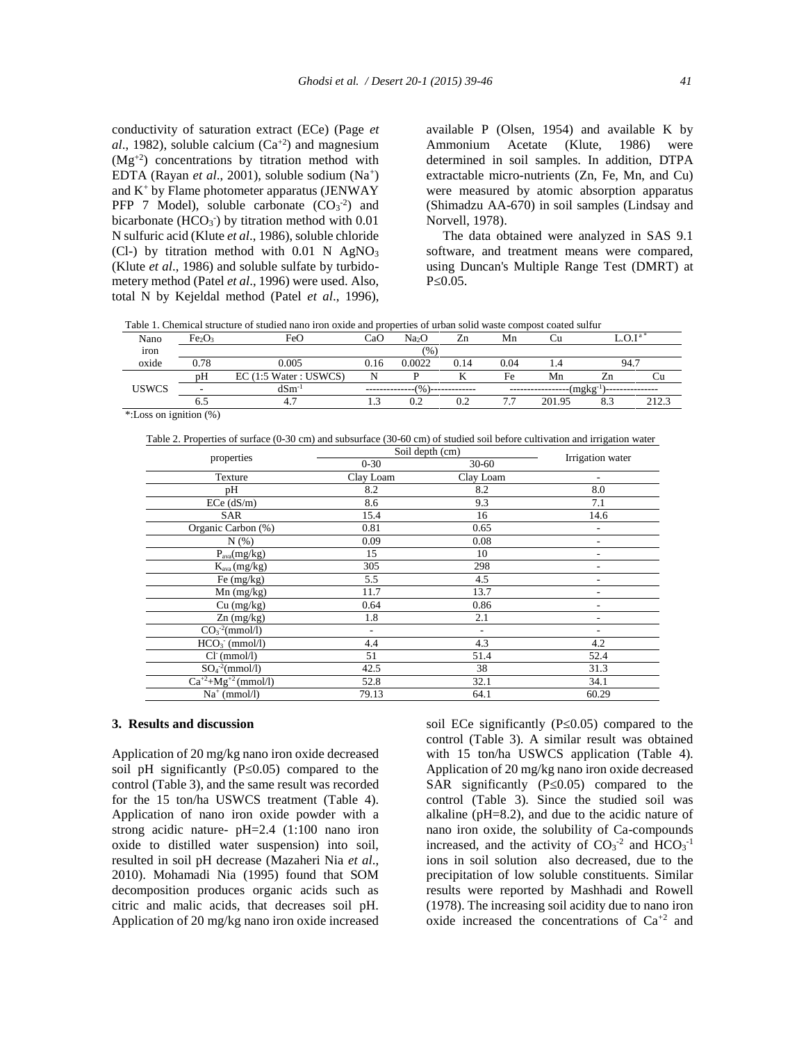conductivity of saturation extract (ECe) (Page *et al*., 1982), soluble calcium ($Ca^{+2}$) and magnesium ($Mg^{+2}$) concentrations by titration method with EDTA (Rayan *et al*., 2001), soluble sodium ($Na^{+}$) and $K^{+}$ by Flame photometer apparatus (JENWAY PFP 7 Model), soluble carbonate ($CO_3^{-2}$) and bicarbonate ($HCO_3^{-}$) by titration method with 0.01 N sulfuric acid (Klute *et al*., 1986), soluble chloride (Cl-) by titration method with 0.01 N $AgNO_3$ (Klute *et al*., 1986) and soluble sulfate by turbidometery method (Patel *et al*., 1996) were used. Also, total N by Kejeldal method (Patel *et al*., 1996), available P (Olsen, 1954) and available K by Ammonium Acetate (Klute, 1986) were determined in soil samples. In addition, DTPA extractable micro-nutrients (Zn, Fe, Mn, and Cu) were measured by atomic absorption apparatus (Shimadzu AA-670) in soil samples (Lindsay and Norvell, 1978).

The data obtained were analyzed in SAS 9.1 software, and treatment means were compared, using Duncan's Multiple Range Test (DMRT) at $P \leq 0.05$.

Table 1. Chemical structure of studied nano iron oxide and properties of urban solid waste compost coated sulfur

| Nano iron oxide | $Fe_2O_3$ | FeO | CaO | $Na_2O$ | Zn | Mn | Cu | L.O.I[a*] | |
|---|---|---|---|---|---|---|---|---|---|
| | (%) | | | | | | | | |
| | 0.78 | 0.005 | 0.16 | 0.0022 | 0.14 | 0.04 | 1.4 | 94.7 | |
| USWCS | pH | EC (1:5 Water : USWCS) | N | P | K | Fe | Mn | Zn | Cu |
| | - | $dSm^{-1}$ | (%) | | | $(mgkg^{-1})$ | | | |
| | 6.5 | 4.7 | 1.3 | 0.2 | 0.2 | 7.7 | 201.95 | 8.3 | 212.3 |

*:Loss on ignition (%)

Table 2. Properties of surface (0-30 cm) and subsurface (30-60 cm) of studied soil before cultivation and irrigation water

| properties | Soil depth (cm) | | Irrigation water |
|---|---|---|---|
| | 0-30 | 30-60 | |
| Texture | Clay Loam | Clay Loam | - |
| pH | 8.2 | 8.2 | 8.0 |
| ECe (dS/m) | 8.6 | 9.3 | 7.1 |
| SAR | 15.4 | 16 | 14.6 |
| Organic Carbon (%) | 0.81 | 0.65 | - |
| N (%) | 0.09 | 0.08 | - |
| $P_{ava}$(mg/kg) | 15 | 10 | - |
| $K_{ava}$ (mg/kg) | 305 | 298 | - |
| Fe (mg/kg) | 5.5 | 4.5 | - |
| Mn (mg/kg) | 11.7 | 13.7 | - |
| Cu (mg/kg) | 0.64 | 0.86 | - |
| Zn (mg/kg) | 1.8 | 2.1 | - |
| $CO_3^{-2}$(mmol/l) | - | - | - |
| $HCO_3^{-}$ (mmol/l) | 4.4 | 4.3 | 4.2 |
| $Cl^{-}$ (mmol/l) | 51 | 51.4 | 52.4 |
| $SO_4^{-2}$(mmol/l) | 42.5 | 38 | 31.3 |
| $Ca^{+2}$+$Mg^{+2}$ (mmol/l) | 52.8 | 32.1 | 34.1 |
| $Na^{+}$ (mmol/l) | 79.13 | 64.1 | 60.29 |

## 3. Results and discussion

Application of 20 mg/kg nano iron oxide decreased soil pH significantly ($P \leq 0.05$) compared to the control (Table 3), and the same result was recorded for the 15 ton/ha USWCS treatment (Table 4). Application of nano iron oxide powder with a strong acidic nature- pH=2.4 (1:100 nano iron oxide to distilled water suspension) into soil, resulted in soil pH decrease (Mazaheri Nia *et al*., 2010). Mohamadi Nia (1995) found that SOM decomposition produces organic acids such as citric and malic acids, that decreases soil pH. Application of 20 mg/kg nano iron oxide increased soil ECe significantly ($P \leq 0.05$) compared to the control (Table 3). A similar result was obtained with 15 ton/ha USWCS application (Table 4). Application of 20 mg/kg nano iron oxide decreased SAR significantly ($P \leq 0.05$) compared to the control (Table 3). Since the studied soil was alkaline (pH=8.2), and due to the acidic nature of nano iron oxide, the solubility of Ca-compounds increased, and the activity of $CO_3^{-2}$ and $HCO_3^{-1}$ ions in soil solution also decreased, due to the precipitation of low soluble constituents. Similar results were reported by Mashhadi and Rowell (1978). The increasing soil acidity due to nano iron oxide increased the concentrations of $Ca^{+2}$ and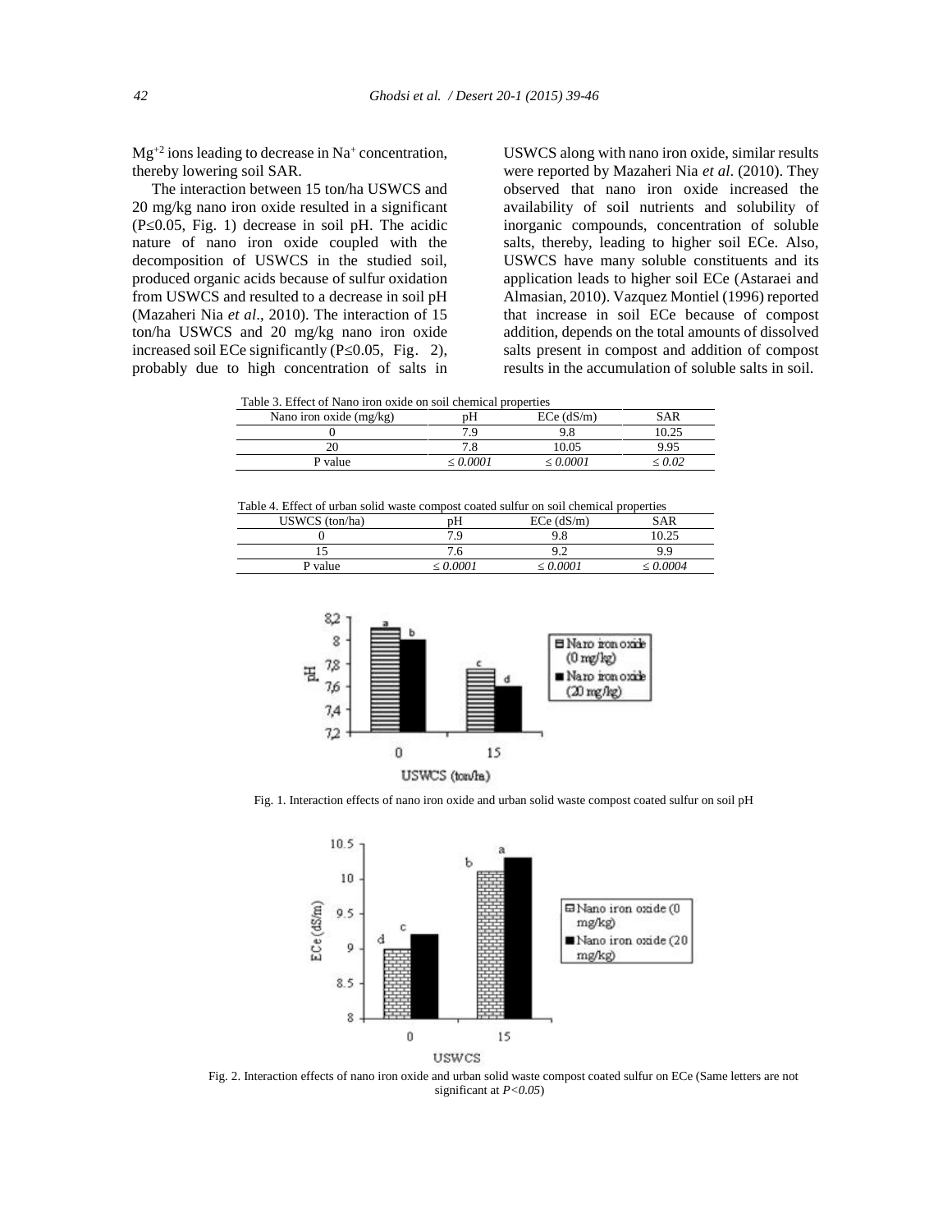$Mg^{+2}$ ions leading to decrease in $Na^{+}$ concentration, thereby lowering soil SAR.

The interaction between 15 ton/ha USWCS and 20 mg/kg nano iron oxide resulted in a significant ($P \leq 0.05$, Fig. 1) decrease in soil pH. The acidic nature of nano iron oxide coupled with the decomposition of USWCS in the studied soil, produced organic acids because of sulfur oxidation from USWCS and resulted to a decrease in soil pH (Mazaheri Nia *et al*., 2010). The interaction of 15 ton/ha USWCS and 20 mg/kg nano iron oxide increased soil ECe significantly ($P \leq 0.05$, Fig. 2), probably due to high concentration of salts in USWCS along with nano iron oxide, similar results were reported by Mazaheri Nia *et al*. (2010). They observed that nano iron oxide increased the availability of soil nutrients and solubility of inorganic compounds, concentration of soluble salts, thereby, leading to higher soil ECe. Also, USWCS have many soluble constituents and its application leads to higher soil ECe (Astaraei and Almasian, 2010). Vazquez Montiel (1996) reported that increase in soil ECe because of compost addition, depends on the total amounts of dissolved salts present in compost and addition of compost results in the accumulation of soluble salts in soil.

Table 3. Effect of Nano iron oxide on soil chemical properties

| Nano iron oxide (mg/kg) | pH | ECe (dS/m) | SAR |
|---|---|---|---|
| 0 | 7.9 | 9.8 | 10.25 |
| 20 | 7.8 | 10.05 | 9.95 |
| P value | *≤ 0.0001* | *≤ 0.0001* | *≤ 0.02* |

Table 4. Effect of urban solid waste compost coated sulfur on soil chemical properties

| USWCS (ton/ha) | pH | ECe (dS/m) | SAR |
|---|---|---|---|
| 0 | 7.9 | 9.8 | 10.25 |
| 15 | 7.6 | 9.2 | 9.9 |
| P value | *≤ 0.0001* | *≤ 0.0001* | *≤ 0.0004* |

Fig. 1. Interaction effects of nano iron oxide and urban solid waste compost coated sulfur on soil pH

Fig. 2. Interaction effects of nano iron oxide and urban solid waste compost coated sulfur on ECe (Same letters are not significant at $P<0.05$)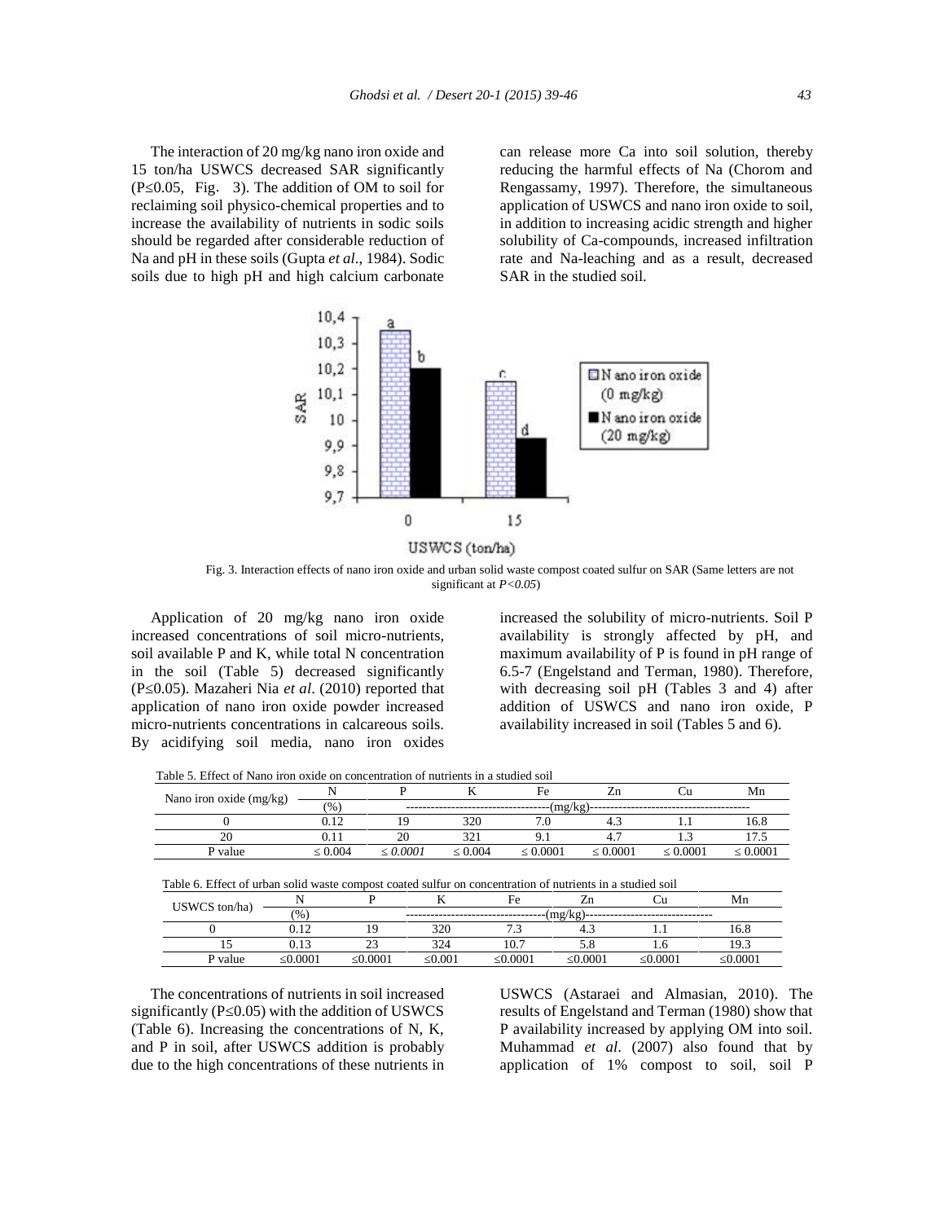The interaction of 20 mg/kg nano iron oxide and 15 ton/ha USWCS decreased SAR significantly (P≤0.05, Fig. 3). The addition of OM to soil for reclaiming soil physico-chemical properties and to increase the availability of nutrients in sodic soils should be regarded after considerable reduction of Na and pH in these soils (Gupta *et al*., 1984). Sodic soils due to high pH and high calcium carbonate can release more Ca into soil solution, thereby reducing the harmful effects of Na (Chorom and Rengassamy, 1997). Therefore, the simultaneous application of USWCS and nano iron oxide to soil, in addition to increasing acidic strength and higher solubility of Ca-compounds, increased infiltration rate and Na-leaching and as a result, decreased SAR in the studied soil.

Fig. 3. Interaction effects of nano iron oxide and urban solid waste compost coated sulfur on SAR (Same letters are not significant at *P<0.05*)

Application of 20 mg/kg nano iron oxide increased concentrations of soil micro-nutrients, soil available P and K, while total N concentration in the soil (Table 5) decreased significantly (P≤0.05). Mazaheri Nia *et al*. (2010) reported that application of nano iron oxide powder increased micro-nutrients concentrations in calcareous soils. By acidifying soil media, nano iron oxides increased the solubility of micro-nutrients. Soil P availability is strongly affected by pH, and maximum availability of P is found in pH range of 6.5-7 (Engelstand and Terman, 1980). Therefore, with decreasing soil pH (Tables 3 and 4) after addition of USWCS and nano iron oxide, P availability increased in soil (Tables 5 and 6).

Table 5. Effect of Nano iron oxide on concentration of nutrients in a studied soil

| Nano iron oxide (mg/kg) | N | P | K | Fe | Zn | Cu | Mn |
|---|---|---|---|---|---|---|---|
| | (%) | (mg/kg) | | | | | |
| 0 | 0.12 | 19 | 320 | 7.0 | 4.3 | 1.1 | 16.8 |
| 20 | 0.11 | 20 | 321 | 9.1 | 4.7 | 1.3 | 17.5 |
| P value | ≤ 0.004 | *≤ 0.0001* | ≤ 0.004 | ≤ 0.0001 | ≤ 0.0001 | ≤ 0.0001 | ≤ 0.0001 |

Table 6. Effect of urban solid waste compost coated sulfur on concentration of nutrients in a studied soil

| USWCS ton/ha) | N | P | K | Fe | Zn | Cu | Mn |
|---|---|---|---|---|---|---|---|
| | (%) | | (mg/kg) | | | | |
| 0 | 0.12 | 19 | 320 | 7.3 | 4.3 | 1.1 | 16.8 |
| 15 | 0.13 | 23 | 324 | 10.7 | 5.8 | 1.6 | 19.3 |
| P value | ≤0.0001 | ≤0.0001 | ≤0.001 | ≤0.0001 | ≤0.0001 | ≤0.0001 | ≤0.0001 |

The concentrations of nutrients in soil increased significantly (P≤0.05) with the addition of USWCS (Table 6). Increasing the concentrations of N, K, and P in soil, after USWCS addition is probably due to the high concentrations of these nutrients in USWCS (Astaraei and Almasian, 2010). The results of Engelstand and Terman (1980) show that P availability increased by applying OM into soil. Muhammad *et al*. (2007) also found that by application of 1% compost to soil, soil P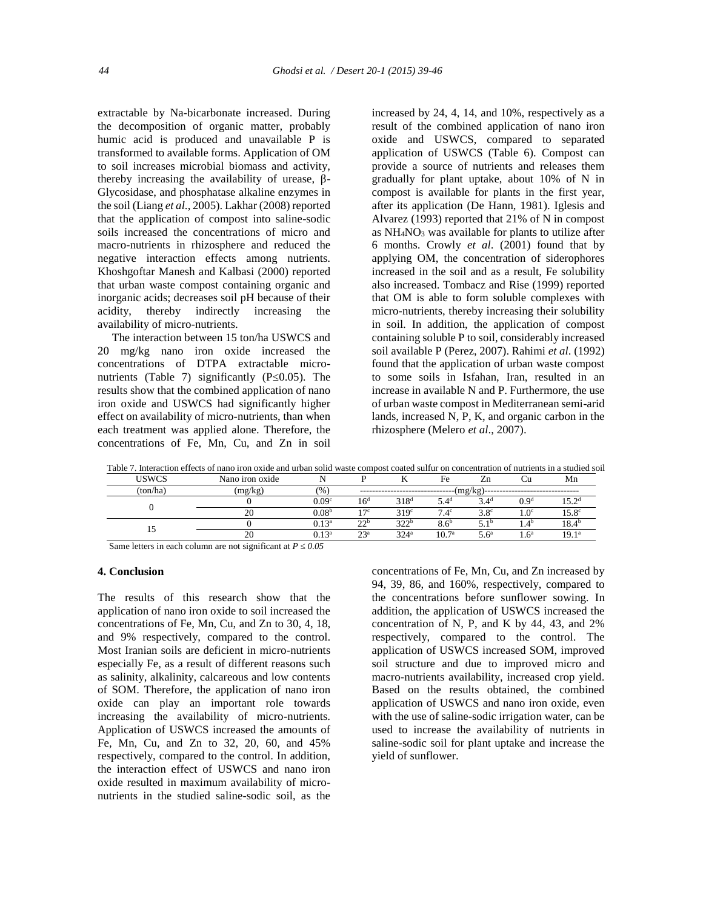extractable by Na-bicarbonate increased. During the decomposition of organic matter, probably humic acid is produced and unavailable P is transformed to available forms. Application of OM to soil increases microbial biomass and activity, thereby increasing the availability of urease, β-Glycosidase, and phosphatase alkaline enzymes in the soil (Liang *et al*., 2005). Lakhar (2008) reported that the application of compost into saline-sodic soils increased the concentrations of micro and macro-nutrients in rhizosphere and reduced the negative interaction effects among nutrients. Khoshgoftar Manesh and Kalbasi (2000) reported that urban waste compost containing organic and inorganic acids; decreases soil pH because of their acidity, thereby indirectly increasing the availability of micro-nutrients.

The interaction between 15 ton/ha USWCS and 20 mg/kg nano iron oxide increased the concentrations of DTPA extractable micro-nutrients (Table 7) significantly ($P \leq 0.05$). The results show that the combined application of nano iron oxide and USWCS had significantly higher effect on availability of micro-nutrients, than when each treatment was applied alone. Therefore, the concentrations of Fe, Mn, Cu, and Zn in soil increased by 24, 4, 14, and 10%, respectively as a result of the combined application of nano iron oxide and USWCS, compared to separated application of USWCS (Table 6). Compost can provide a source of nutrients and releases them gradually for plant uptake, about 10% of N in compost is available for plants in the first year, after its application (De Hann, 1981). Iglesis and Alvarez (1993) reported that 21% of N in compost as $NH_4NO_3$ was available for plants to utilize after 6 months. Crowly *et al*. (2001) found that by applying OM, the concentration of siderophores increased in the soil and as a result, Fe solubility also increased. Tombacz and Rise (1999) reported that OM is able to form soluble complexes with micro-nutrients, thereby increasing their solubility in soil. In addition, the application of compost containing soluble P to soil, considerably increased soil available P (Perez, 2007). Rahimi *et al*. (1992) found that the application of urban waste compost to some soils in Isfahan, Iran, resulted in an increase in available N and P. Furthermore, the use of urban waste compost in Mediterranean semi-arid lands, increased N, P, K, and organic carbon in the rhizosphere (Melero *et al*., 2007).

Table 7. Interaction effects of nano iron oxide and urban solid waste compost coated sulfur on concentration of nutrients in a studied soil

| USWCS | Nano iron oxide | N | P | K | Fe | Zn | Cu | Mn |
|---|---|---|---|---|---|---|---|---|
| (ton/ha) | (mg/kg) | (%) | (mg/kg) | | | | | |
| 0 | 0 | 0.09[c] | 16[d] | 318[d] | 5.4[d] | 3.4[d] | 0.9[d] | 15.2[d] |
| | 20 | 0.08[b] | 17[c] | 319[c] | 7.4[c] | 3.8[c] | 1.0[c] | 15.8[c] |
| 15 | 0 | 0.13[a] | 22[b] | 322[b] | 8.6[b] | 5.1[b] | 1.4[b] | 18.4[b] |
| | 20 | 0.13[a] | 23[a] | 324[a] | 10.7[a] | 5.6[a] | 1.6[a] | 19.1[a] |

Same letters in each column are not significant at $P \leq 0.05$

## 4. Conclusion

The results of this research show that the application of nano iron oxide to soil increased the concentrations of Fe, Mn, Cu, and Zn to 30, 4, 18, and 9% respectively, compared to the control. Most Iranian soils are deficient in micro-nutrients especially Fe, as a result of different reasons such as salinity, alkalinity, calcareous and low contents of SOM. Therefore, the application of nano iron oxide can play an important role towards increasing the availability of micro-nutrients. Application of USWCS increased the amounts of Fe, Mn, Cu, and Zn to 32, 20, 60, and 45% respectively, compared to the control. In addition, the interaction effect of USWCS and nano iron oxide resulted in maximum availability of micro-nutrients in the studied saline-sodic soil, as the concentrations of Fe, Mn, Cu, and Zn increased by 94, 39, 86, and 160%, respectively, compared to the concentrations before sunflower sowing. In addition, the application of USWCS increased the concentration of N, P, and K by 44, 43, and 2% respectively, compared to the control. The application of USWCS increased SOM, improved soil structure and due to improved micro and macro-nutrients availability, increased crop yield. Based on the results obtained, the combined application of USWCS and nano iron oxide, even with the use of saline-sodic irrigation water, can be used to increase the availability of nutrients in saline-sodic soil for plant uptake and increase the yield of sunflower.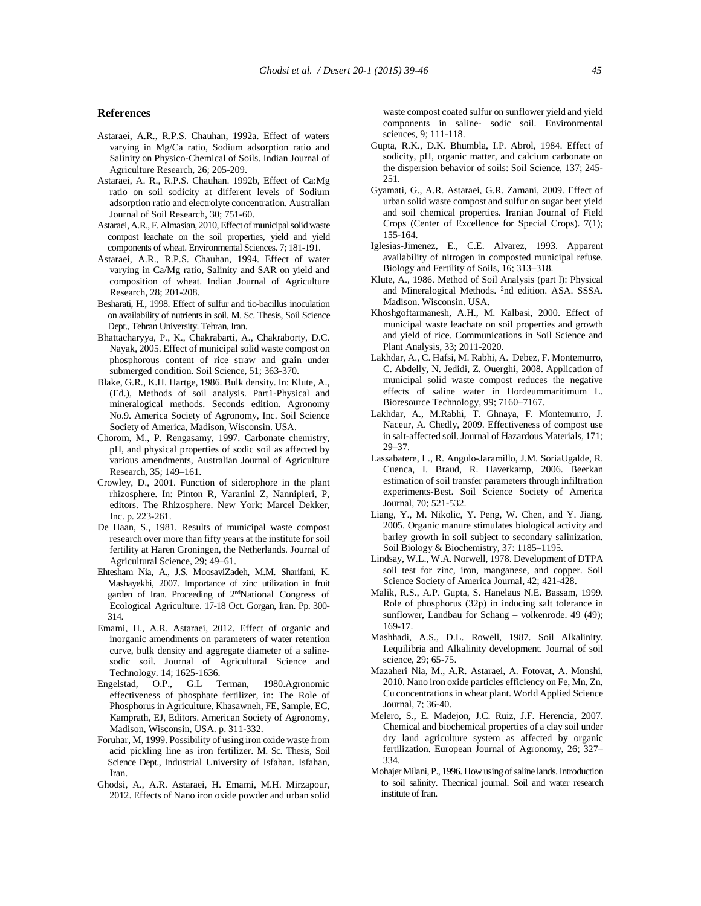## References

Astaraei, A.R., R.P.S. Chauhan, 1992a. Effect of waters varying in Mg/Ca ratio, Sodium adsorption ratio and Salinity on Physico-Chemical of Soils. Indian Journal of Agriculture Research, 26; 205-209.

Astaraei, A. R., R.P.S. Chauhan. 1992b, Effect of Ca:Mg ratio on soil sodicity at different levels of Sodium adsorption ratio and electrolyte concentration. Australian Journal of Soil Research, 30; 751-60.

Astaraei, A.R., F. Almasian, 2010, Effect of municipal solid waste compost leachate on the soil properties, yield and yield components of wheat. Environmental Sciences. 7; 181-191.

Astaraei, A.R., R.P.S. Chauhan, 1994. Effect of water varying in Ca/Mg ratio, Salinity and SAR on yield and composition of wheat. Indian Journal of Agriculture Research, 28; 201-208.

Besharati, H., 1998. Effect of sulfur and tio-bacillus inoculation on availability of nutrients in soil. M. Sc. Thesis, Soil Science Dept., Tehran University. Tehran, Iran.

Bhattacharyya, P., K., Chakrabarti, A., Chakraborty, D.C. Nayak, 2005. Effect of municipal solid waste compost on phosphorous content of rice straw and grain under submerged condition. Soil Science, 51; 363-370.

Blake, G.R., K.H. Hartge, 1986. Bulk density. In: Klute, A., (Ed.), Methods of soil analysis. Part1-Physical and mineralogical methods. Seconds edition. Agronomy No.9. America Society of Agronomy, Inc. Soil Science Society of America, Madison, Wisconsin. USA.

Chorom, M., P. Rengasamy, 1997. Carbonate chemistry, pH, and physical properties of sodic soil as affected by various amendments, Australian Journal of Agriculture Research, 35; 149–161.

Crowley, D., 2001. Function of siderophore in the plant rhizosphere. In: Pinton R, Varanini Z, Nannipieri, P, editors. The Rhizosphere. New York: Marcel Dekker, Inc. p. 223-261.

De Haan, S., 1981. Results of municipal waste compost research over more than fifty years at the institute for soil fertility at Haren Groningen, the Netherlands. Journal of Agricultural Science, 29; 49–61.

Ehtesham Nia, A., J.S. MoosaviZadeh, M.M. Sharifani, K. Mashayekhi, 2007. Importance of zinc utilization in fruit garden of Iran. Proceeding of 2[nd]National Congress of Ecological Agriculture. 17-18 Oct. Gorgan, Iran. Pp. 300-314.

Emami, H., A.R. Astaraei, 2012. Effect of organic and inorganic amendments on parameters of water retention curve, bulk density and aggregate diameter of a saline-sodic soil. Journal of Agricultural Science and Technology. 14; 1625-1636.

Engelstad, O.P., G.L Terman, 1980.Agronomic effectiveness of phosphate fertilizer, in: The Role of Phosphorus in Agriculture, Khasawneh, FE, Sample, EC, Kamprath, EJ, Editors. American Society of Agronomy, Madison, Wisconsin, USA. p. 311-332.

Foruhar, M, 1999. Possibility of using iron oxide waste from acid pickling line as iron fertilizer. M. Sc. Thesis, Soil Science Dept., Industrial University of Isfahan. Isfahan, Iran.

Ghodsi, A., A.R. Astaraei, H. Emami, M.H. Mirzapour, 2012. Effects of Nano iron oxide powder and urban solid waste compost coated sulfur on sunflower yield and yield components in saline- sodic soil. Environmental sciences, 9; 111-118.

Gupta, R.K., D.K. Bhumbla, I.P. Abrol, 1984. Effect of sodicity, pH, organic matter, and calcium carbonate on the dispersion behavior of soils: Soil Science, 137; 245-251.

Gyamati, G., A.R. Astaraei, G.R. Zamani, 2009. Effect of urban solid waste compost and sulfur on sugar beet yield and soil chemical properties. Iranian Journal of Field Crops (Center of Excellence for Special Crops). 7(1); 155-164.

Iglesias-Jimenez, E., C.E. Alvarez, 1993. Apparent availability of nitrogen in composted municipal refuse. Biology and Fertility of Soils, 16; 313–318.

Klute, A., 1986. Method of Soil Analysis (part l): Physical and Mineralogical Methods. [2]nd edition. ASA. SSSA. Madison. Wisconsin. USA.

Khoshgoftarmanesh, A.H., M. Kalbasi, 2000. Effect of municipal waste leachate on soil properties and growth and yield of rice. Communications in Soil Science and Plant Analysis, 33; 2011-2020.

Lakhdar, A., C. Hafsi, M. Rabhi, A. Debez, F. Montemurro, C. Abdelly, N. Jedidi, Z. Ouerghi, 2008. Application of municipal solid waste compost reduces the negative effects of saline water in Hordeummaritimum L. Bioresource Technology, 99; 7160–7167.

Lakhdar, A., M.Rabhi, T. Ghnaya, F. Montemurro, J. Naceur, A. Chedly, 2009. Effectiveness of compost use in salt-affected soil. Journal of Hazardous Materials, 171; 29–37.

Lassabatere, L., R. Angulo-Jaramillo, J.M. SoriaUgalde, R. Cuenca, I. Braud, R. Haverkamp, 2006. Beerkan estimation of soil transfer parameters through infiltration experiments-Best. Soil Science Society of America Journal, 70; 521-532.

Liang, Y., M. Nikolic, Y. Peng, W. Chen, and Y. Jiang. 2005. Organic manure stimulates biological activity and barley growth in soil subject to secondary salinization. Soil Biology & Biochemistry, 37: 1185–1195.

Lindsay, W.L., W.A. Norwell, 1978. Development of DTPA soil test for zinc, iron, manganese, and copper. Soil Science Society of America Journal, 42; 421-428.

Malik, R.S., A.P. Gupta, S. Hanelaus N.E. Bassam, 1999. Role of phosphorus (32p) in inducing salt tolerance in sunflower, Landbau for Schang – volkenrode. 49 (49); 169-17.

Mashhadi, A.S., D.L. Rowell, 1987. Soil Alkalinity. I.equilibria and Alkalinity development. Journal of soil science, 29; 65-75.

Mazaheri Nia, M., A.R. Astaraei, A. Fotovat, A. Monshi, 2010. Nano iron oxide particles efficiency on Fe, Mn, Zn, Cu concentrations in wheat plant. World Applied Science Journal, 7; 36-40.

Melero, S., E. Madejon, J.C. Ruiz, J.F. Herencia, 2007. Chemical and biochemical properties of a clay soil under dry land agriculture system as affected by organic fertilization. European Journal of Agronomy, 26; 327–334.

Mohajer Milani, P., 1996. How using of saline lands. Introduction to soil salinity. Thecnical journal. Soil and water research institute of Iran.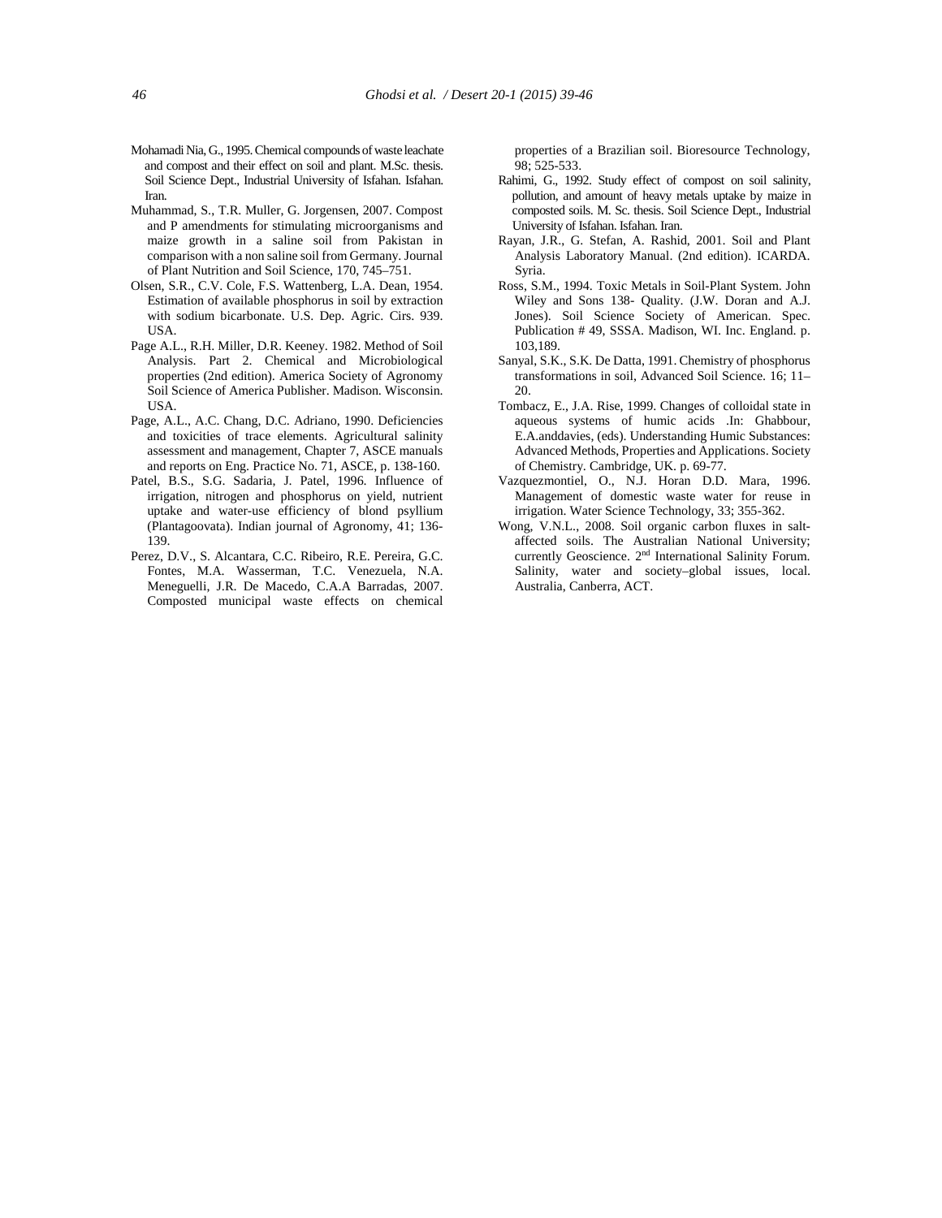Mohamadi Nia, G., 1995. Chemical compounds of waste leachate and compost and their effect on soil and plant. M.Sc. thesis. Soil Science Dept., Industrial University of Isfahan. Isfahan. Iran.

Muhammad, S., T.R. Muller, G. Jorgensen, 2007. Compost and P amendments for stimulating microorganisms and maize growth in a saline soil from Pakistan in comparison with a non saline soil from Germany. Journal of Plant Nutrition and Soil Science, 170, 745–751.

Olsen, S.R., C.V. Cole, F.S. Wattenberg, L.A. Dean, 1954. Estimation of available phosphorus in soil by extraction with sodium bicarbonate. U.S. Dep. Agric. Cirs. 939. USA.

Page A.L., R.H. Miller, D.R. Keeney. 1982. Method of Soil Analysis. Part 2. Chemical and Microbiological properties (2nd edition). America Society of Agronomy Soil Science of America Publisher. Madison. Wisconsin. USA.

Page, A.L., A.C. Chang, D.C. Adriano, 1990. Deficiencies and toxicities of trace elements. Agricultural salinity assessment and management, Chapter 7, ASCE manuals and reports on Eng. Practice No. 71, ASCE, p. 138-160.

Patel, B.S., S.G. Sadaria, J. Patel, 1996. Influence of irrigation, nitrogen and phosphorus on yield, nutrient uptake and water-use efficiency of blond psyllium (Plantagoovata). Indian journal of Agronomy, 41; 136-139.

Perez, D.V., S. Alcantara, C.C. Ribeiro, R.E. Pereira, G.C. Fontes, M.A. Wasserman, T.C. Venezuela, N.A. Meneguelli, J.R. De Macedo, C.A.A Barradas, 2007. Composted municipal waste effects on chemical properties of a Brazilian soil. Bioresource Technology, 98; 525-533.

Rahimi, G., 1992. Study effect of compost on soil salinity, pollution, and amount of heavy metals uptake by maize in composted soils. M. Sc. thesis. Soil Science Dept., Industrial University of Isfahan. Isfahan. Iran.

Rayan, J.R., G. Stefan, A. Rashid, 2001. Soil and Plant Analysis Laboratory Manual. (2nd edition). ICARDA. Syria.

Ross, S.M., 1994. Toxic Metals in Soil-Plant System. John Wiley and Sons 138- Quality. (J.W. Doran and A.J. Jones). Soil Science Society of American. Spec. Publication # 49, SSSA. Madison, WI. Inc. England. p. 103,189.

Sanyal, S.K., S.K. De Datta, 1991. Chemistry of phosphorus transformations in soil, Advanced Soil Science. 16; 11–20.

Tombacz, E., J.A. Rise, 1999. Changes of colloidal state in aqueous systems of humic acids .In: Ghabbour, E.A.anddavies, (eds). Understanding Humic Substances: Advanced Methods, Properties and Applications. Society of Chemistry. Cambridge, UK. p. 69-77.

Vazquezmontiel, O., N.J. Horan D.D. Mara, 1996. Management of domestic waste water for reuse in irrigation. Water Science Technology, 33; 355-362.

Wong, V.N.L., 2008. Soil organic carbon fluxes in salt-affected soils. The Australian National University; currently Geoscience. 2nd International Salinity Forum. Salinity, water and society–global issues, local. Australia, Canberra, ACT.